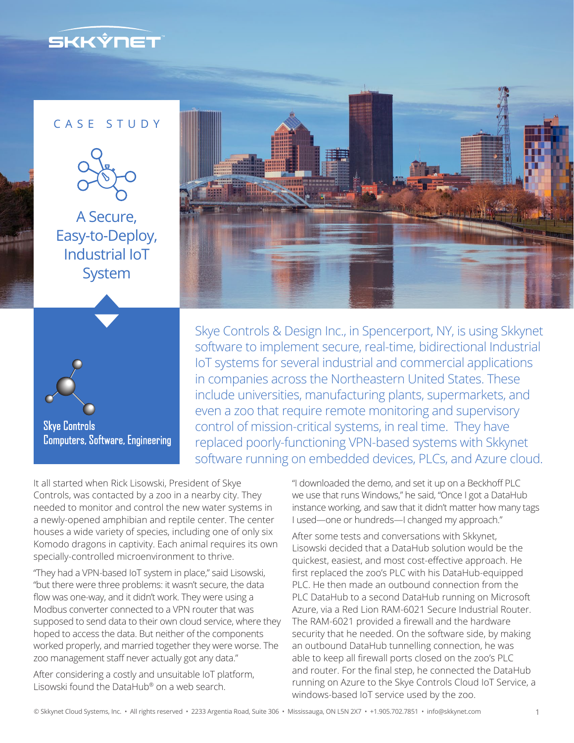CASE STUDY

# A Secure, Easy-to-Deploy, Industrial IoT System

**Skye Controls**
**Computers, Software, Engineering**

Skye Controls & Design Inc., in Spencerport, NY, is using Skkynet software to implement secure, real-time, bidirectional Industrial IoT systems for several industrial and commercial applications in companies across the Northeastern United States. These include universities, manufacturing plants, supermarkets, and even a zoo that require remote monitoring and supervisory control of mission-critical systems, in real time. They have replaced poorly-functioning VPN-based systems with Skkynet software running on embedded devices, PLCs, and Azure cloud.

It all started when Rick Lisowski, President of Skye Controls, was contacted by a zoo in a nearby city. They needed to monitor and control the new water systems in a newly-opened amphibian and reptile center. The center houses a wide variety of species, including one of only six Komodo dragons in captivity. Each animal requires its own specially-controlled microenvironment to thrive.

"They had a VPN-based IoT system in place," said Lisowski, "but there were three problems: it wasn't secure, the data flow was one-way, and it didn't work. They were using a Modbus converter connected to a VPN router that was supposed to send data to their own cloud service, where they hoped to access the data. But neither of the components worked properly, and married together they were worse. The zoo management staff never actually got any data."

After considering a costly and unsuitable IoT platform, Lisowski found the DataHub® on a web search.

"I downloaded the demo, and set it up on a Beckhoff PLC we use that runs Windows," he said, "Once I got a DataHub instance working, and saw that it didn't matter how many tags I used—one or hundreds—I changed my approach."

After some tests and conversations with Skkynet, Lisowski decided that a DataHub solution would be the quickest, easiest, and most cost-effective approach. He first replaced the zoo's PLC with his DataHub-equipped PLC. He then made an outbound connection from the PLC DataHub to a second DataHub running on Microsoft Azure, via a Red Lion RAM-6021 Secure Industrial Router. The RAM-6021 provided a firewall and the hardware security that he needed. On the software side, by making an outbound DataHub tunnelling connection, he was able to keep all firewall ports closed on the zoo's PLC and router. For the final step, he connected the DataHub running on Azure to the Skye Controls Cloud IoT Service, a windows-based IoT service used by the zoo.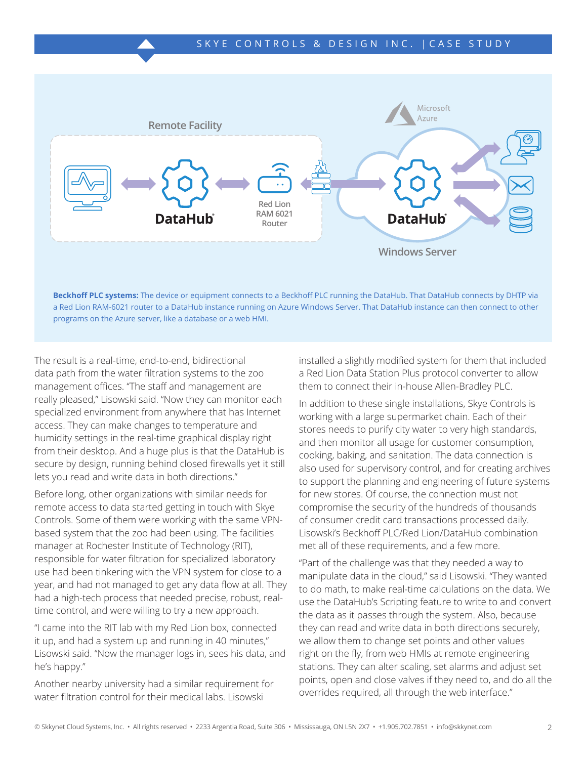Remote Facility

DataHub

Red Lion RAM 6021 Router

Microsoft Azure

DataHub

Windows Server

**Beckhoff PLC systems:** The device or equipment connects to a Beckhoff PLC running the DataHub. That DataHub connects by DHTP via a Red Lion RAM-6021 router to a DataHub instance running on Azure Windows Server. That DataHub instance can then connect to other programs on the Azure server, like a database or a web HMI.

The result is a real-time, end-to-end, bidirectional data path from the water filtration systems to the zoo management offices. "The staff and management are really pleased," Lisowski said. "Now they can monitor each specialized environment from anywhere that has Internet access. They can make changes to temperature and humidity settings in the real-time graphical display right from their desktop. And a huge plus is that the DataHub is secure by design, running behind closed firewalls yet it still lets you read and write data in both directions."

Before long, other organizations with similar needs for remote access to data started getting in touch with Skye Controls. Some of them were working with the same VPN-based system that the zoo had been using. The facilities manager at Rochester Institute of Technology (RIT), responsible for water filtration for specialized laboratory use had been tinkering with the VPN system for close to a year, and had not managed to get any data flow at all. They had a high-tech process that needed precise, robust, real-time control, and were willing to try a new approach.

"I came into the RIT lab with my Red Lion box, connected it up, and had a system up and running in 40 minutes," Lisowski said. "Now the manager logs in, sees his data, and he's happy."

Another nearby university had a similar requirement for water filtration control for their medical labs. Lisowski installed a slightly modified system for them that included a Red Lion Data Station Plus protocol converter to allow them to connect their in-house Allen-Bradley PLC.

In addition to these single installations, Skye Controls is working with a large supermarket chain. Each of their stores needs to purify city water to very high standards, and then monitor all usage for customer consumption, cooking, baking, and sanitation. The data connection is also used for supervisory control, and for creating archives to support the planning and engineering of future systems for new stores. Of course, the connection must not compromise the security of the hundreds of thousands of consumer credit card transactions processed daily. Lisowski's Beckhoff PLC/Red Lion/DataHub combination met all of these requirements, and a few more.

"Part of the challenge was that they needed a way to manipulate data in the cloud," said Lisowski. "They wanted to do math, to make real-time calculations on the data. We use the DataHub's Scripting feature to write to and convert the data as it passes through the system. Also, because they can read and write data in both directions securely, we allow them to change set points and other values right on the fly, from web HMIs at remote engineering stations. They can alter scaling, set alarms and adjust set points, open and close valves if they need to, and do all the overrides required, all through the web interface."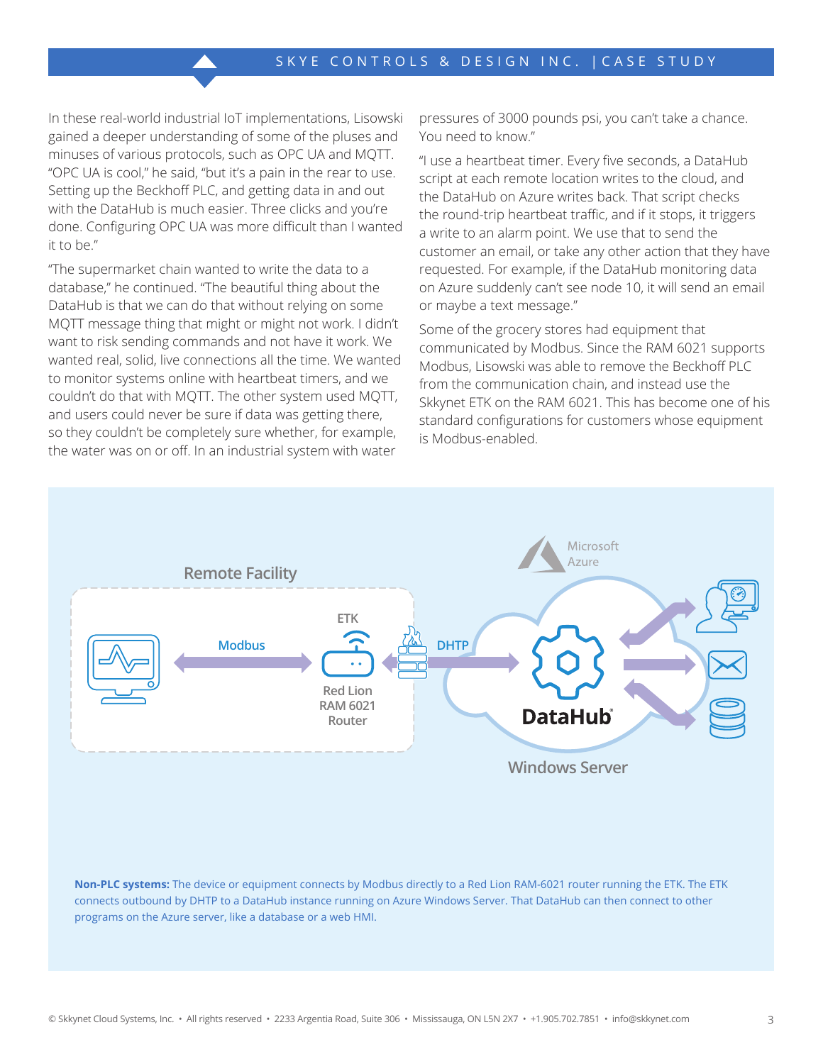In these real-world industrial IoT implementations, Lisowski gained a deeper understanding of some of the pluses and minuses of various protocols, such as OPC UA and MQTT. "OPC UA is cool," he said, "but it's a pain in the rear to use. Setting up the Beckhoff PLC, and getting data in and out with the DataHub is much easier. Three clicks and you're done. Configuring OPC UA was more difficult than I wanted it to be."

"The supermarket chain wanted to write the data to a database," he continued. "The beautiful thing about the DataHub is that we can do that without relying on some MQTT message thing that might or might not work. I didn't want to risk sending commands and not have it work. We wanted real, solid, live connections all the time. We wanted to monitor systems online with heartbeat timers, and we couldn't do that with MQTT. The other system used MQTT, and users could never be sure if data was getting there, so they couldn't be completely sure whether, for example, the water was on or off. In an industrial system with water pressures of 3000 pounds psi, you can't take a chance. You need to know."

"I use a heartbeat timer. Every five seconds, a DataHub script at each remote location writes to the cloud, and the DataHub on Azure writes back. That script checks the round-trip heartbeat traffic, and if it stops, it triggers a write to an alarm point. We use that to send the customer an email, or take any other action that they have requested. For example, if the DataHub monitoring data on Azure suddenly can't see node 10, it will send an email or maybe a text message."

Some of the grocery stores had equipment that communicated by Modbus. Since the RAM 6021 supports Modbus, Lisowski was able to remove the Beckhoff PLC from the communication chain, and instead use the Skkynet ETK on the RAM 6021. This has become one of his standard configurations for customers whose equipment is Modbus-enabled.

**Non-PLC systems:** The device or equipment connects by Modbus directly to a Red Lion RAM-6021 router running the ETK. The ETK connects outbound by DHTP to a DataHub instance running on Azure Windows Server. That DataHub can then connect to other programs on the Azure server, like a database or a web HMI.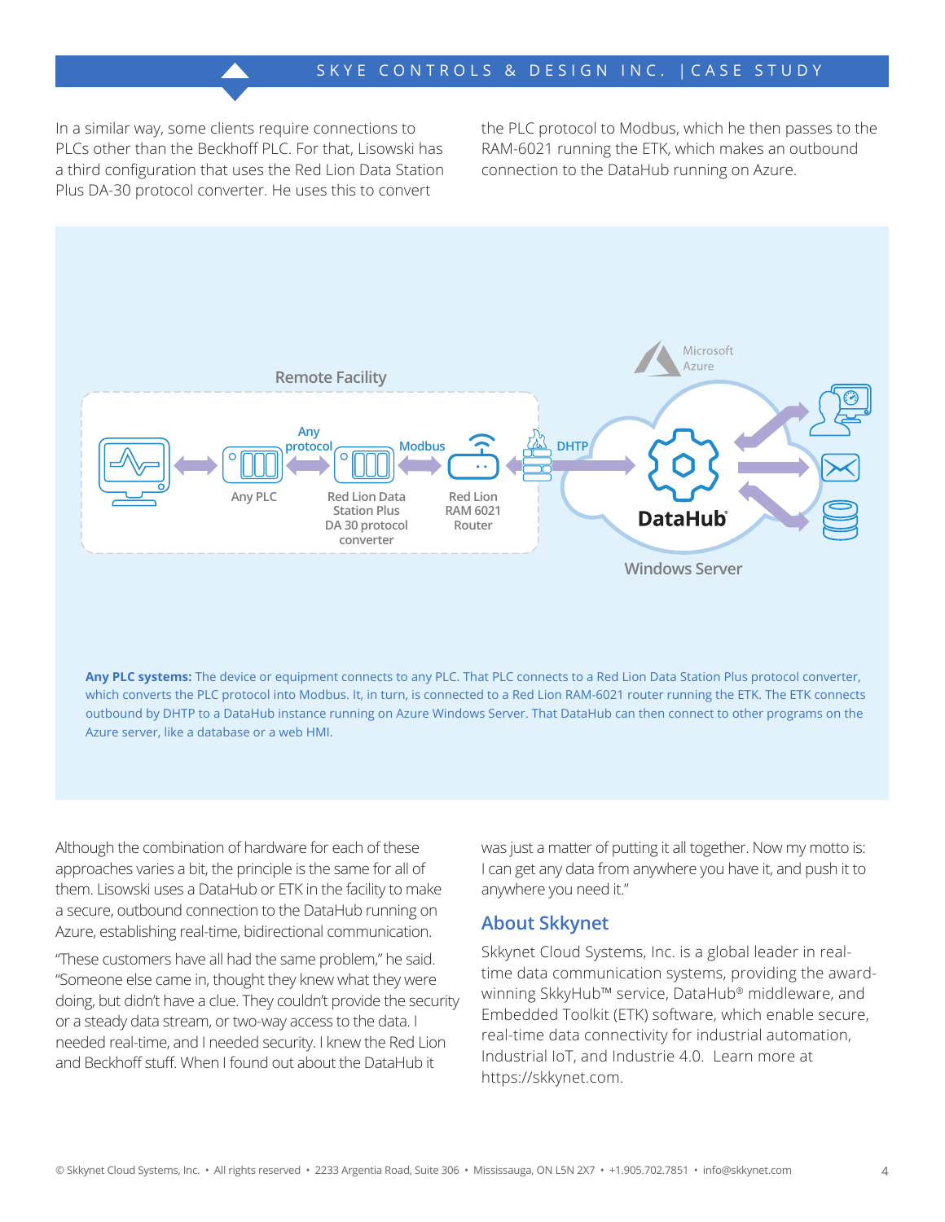In a similar way, some clients require connections to PLCs other than the Beckhoff PLC. For that, Lisowski has a third configuration that uses the Red Lion Data Station Plus DA-30 protocol converter. He uses this to convert the PLC protocol to Modbus, which he then passes to the RAM-6021 running the ETK, which makes an outbound connection to the DataHub running on Azure.

Remote Facility

Any PLC

Any protocol

Red Lion Data Station Plus DA 30 protocol converter

Modbus

Red Lion RAM 6021 Router

DHTP

Microsoft Azure

DataHub

Windows Server

**Any PLC systems:** The device or equipment connects to any PLC. That PLC connects to a Red Lion Data Station Plus protocol converter, which converts the PLC protocol into Modbus. It, in turn, is connected to a Red Lion RAM-6021 router running the ETK. The ETK connects outbound by DHTP to a DataHub instance running on Azure Windows Server. That DataHub can then connect to other programs on the Azure server, like a database or a web HMI.

Although the combination of hardware for each of these approaches varies a bit, the principle is the same for all of them. Lisowski uses a DataHub or ETK in the facility to make a secure, outbound connection to the DataHub running on Azure, establishing real-time, bidirectional communication.

"These customers have all had the same problem," he said. "Someone else came in, thought they knew what they were doing, but didn't have a clue. They couldn't provide the security or a steady data stream, or two-way access to the data. I needed real-time, and I needed security. I knew the Red Lion and Beckhoff stuff. When I found out about the DataHub it was just a matter of putting it all together. Now my motto is: I can get any data from anywhere you have it, and push it to anywhere you need it."

## About Skkynet

Skkynet Cloud Systems, Inc. is a global leader in real-time data communication systems, providing the award-winning SkkyHub™ service, DataHub® middleware, and Embedded Toolkit (ETK) software, which enable secure, real-time data connectivity for industrial automation, Industrial IoT, and Industrie 4.0. Learn more at https://skkynet.com.

© Skkynet Cloud Systems, Inc. • All rights reserved • 2233 Argentia Road, Suite 306 • Mississauga, ON L5N 2X7 • +1.905.702.7851 • info@skkynet.com